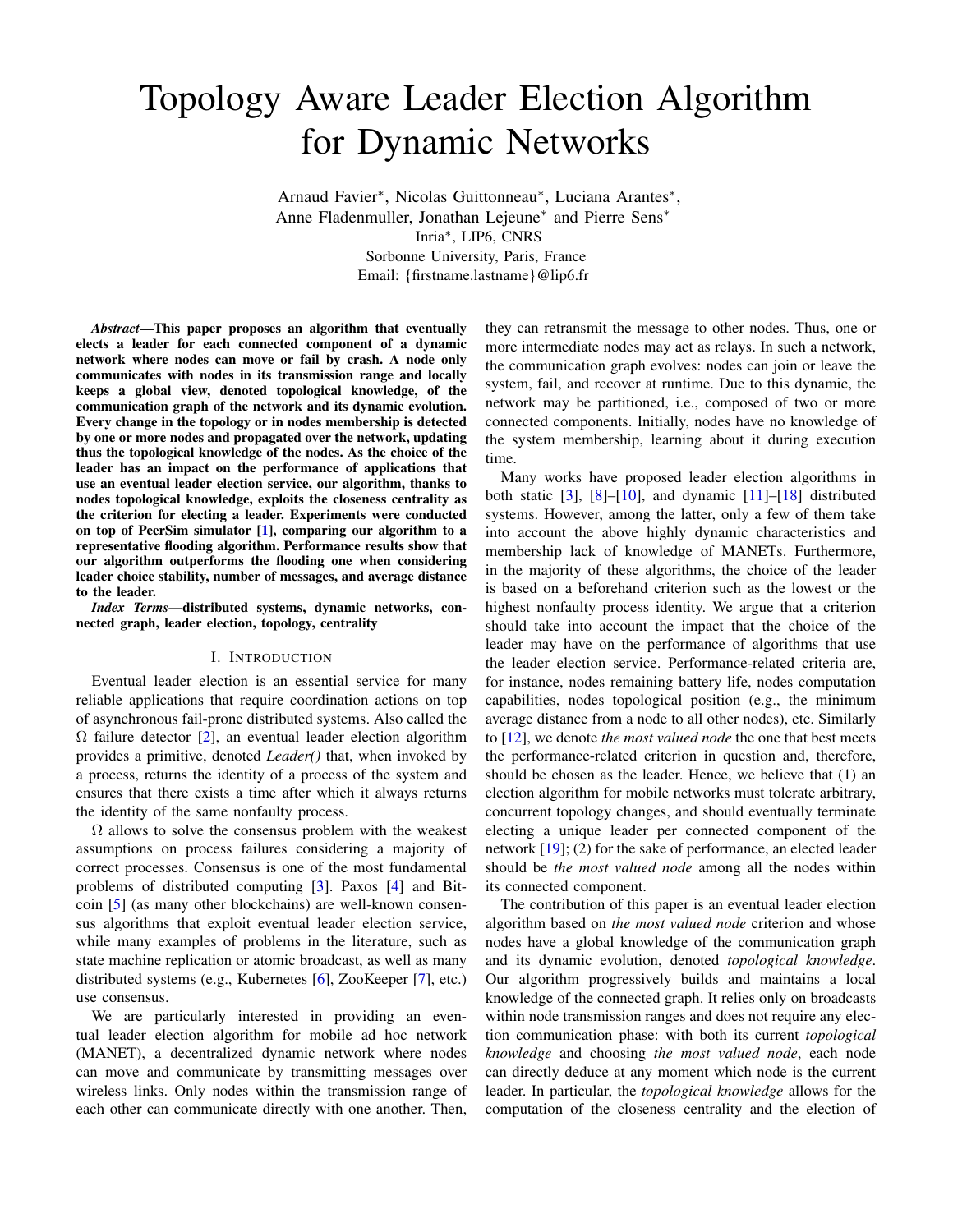# Topology Aware Leader Election Algorithm for Dynamic Networks

Arnaud Favier*, Nicolas Guittonneau*, Luciana Arantes*, Anne Fladenmuller, Jonathan Lejeune* and Pierre Sens*
Inria*, LIP6, CNRS
Sorbonne University, Paris, France
Email: {firstname.lastname}@lip6.fr

***Abstract*—This paper proposes an algorithm that eventually elects a leader for each connected component of a dynamic network where nodes can move or fail by crash. A node only communicates with nodes in its transmission range and locally keeps a global view, denoted topological knowledge, of the communication graph of the network and its dynamic evolution. Every change in the topology or in nodes membership is detected by one or more nodes and propagated over the network, updating thus the topological knowledge of the nodes. As the choice of the leader has an impact on the performance of applications that use an eventual leader election service, our algorithm, thanks to nodes topological knowledge, exploits the closeness centrality as the criterion for electing a leader. Experiments were conducted on top of PeerSim simulator [1], comparing our algorithm to a representative flooding algorithm. Performance results show that our algorithm outperforms the flooding one when considering leader choice stability, number of messages, and average distance to the leader.**

***Index Terms*—distributed systems, dynamic networks, connected graph, leader election, topology, centrality**

## I. Introduction

Eventual leader election is an essential service for many reliable applications that require coordination actions on top of asynchronous fail-prone distributed systems. Also called the $\Omega$ failure detector [2], an eventual leader election algorithm provides a primitive, denoted *Leader()* that, when invoked by a process, returns the identity of a process of the system and ensures that there exists a time after which it always returns the identity of the same nonfaulty process.

$\Omega$ allows to solve the consensus problem with the weakest assumptions on process failures considering a majority of correct processes. Consensus is one of the most fundamental problems of distributed computing [3]. Paxos [4] and Bitcoin [5] (as many other blockchains) are well-known consensus algorithms that exploit eventual leader election service, while many examples of problems in the literature, such as state machine replication or atomic broadcast, as well as many distributed systems (e.g., Kubernetes [6], ZooKeeper [7], etc.) use consensus.

We are particularly interested in providing an eventual leader election algorithm for mobile ad hoc network (MANET), a decentralized dynamic network where nodes can move and communicate by transmitting messages over wireless links. Only nodes within the transmission range of each other can communicate directly with one another. Then, they can retransmit the message to other nodes. Thus, one or more intermediate nodes may act as relays. In such a network, the communication graph evolves: nodes can join or leave the system, fail, and recover at runtime. Due to this dynamic, the network may be partitioned, i.e., composed of two or more connected components. Initially, nodes have no knowledge of the system membership, learning about it during execution time.

Many works have proposed leader election algorithms in both static [3], [8]–[10], and dynamic [11]–[18] distributed systems. However, among the latter, only a few of them take into account the above highly dynamic characteristics and membership lack of knowledge of MANETs. Furthermore, in the majority of these algorithms, the choice of the leader is based on a beforehand criterion such as the lowest or the highest nonfaulty process identity. We argue that a criterion should take into account the impact that the choice of the leader may have on the performance of algorithms that use the leader election service. Performance-related criteria are, for instance, nodes remaining battery life, nodes computation capabilities, nodes topological position (e.g., the minimum average distance from a node to all other nodes), etc. Similarly to [12], we denote *the most valued node* the one that best meets the performance-related criterion in question and, therefore, should be chosen as the leader. Hence, we believe that (1) an election algorithm for mobile networks must tolerate arbitrary, concurrent topology changes, and should eventually terminate electing a unique leader per connected component of the network [19]; (2) for the sake of performance, an elected leader should be *the most valued node* among all the nodes within its connected component.

The contribution of this paper is an eventual leader election algorithm based on *the most valued node* criterion and whose nodes have a global knowledge of the communication graph and its dynamic evolution, denoted *topological knowledge*. Our algorithm progressively builds and maintains a local knowledge of the connected graph. It relies only on broadcasts within node transmission ranges and does not require any election communication phase: with both its current *topological knowledge* and choosing *the most valued node*, each node can directly deduce at any moment which node is the current leader. In particular, the *topological knowledge* allows for the computation of the closeness centrality and the election of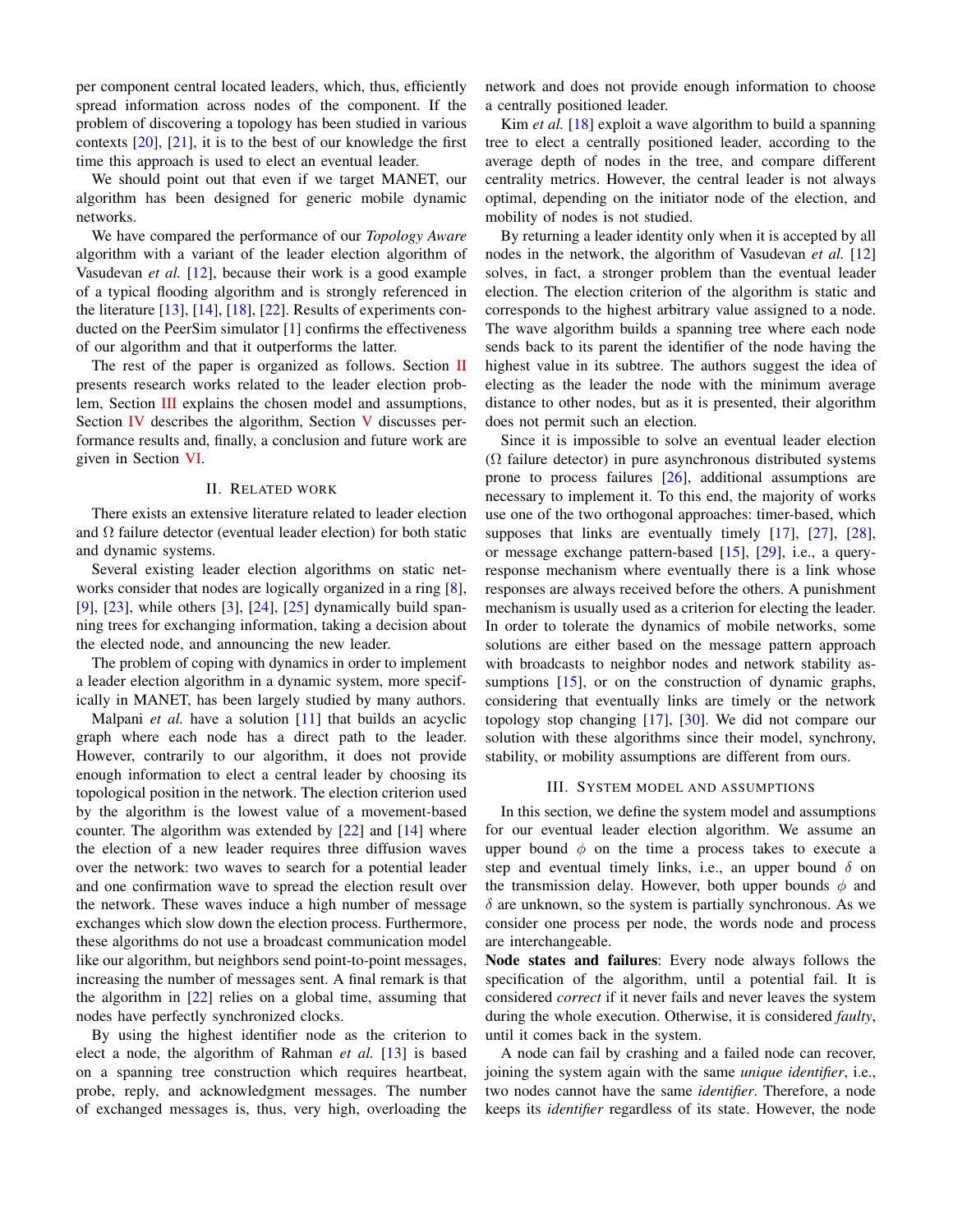per component central located leaders, which, thus, efficiently spread information across nodes of the component. If the problem of discovering a topology has been studied in various contexts [20], [21], it is to the best of our knowledge the first time this approach is used to elect an eventual leader.

We should point out that even if we target MANET, our algorithm has been designed for generic mobile dynamic networks.

We have compared the performance of our *Topology Aware* algorithm with a variant of the leader election algorithm of Vasudevan *et al.* [12], because their work is a good example of a typical flooding algorithm and is strongly referenced in the literature [13], [14], [18], [22]. Results of experiments conducted on the PeerSim simulator [1] confirms the effectiveness of our algorithm and that it outperforms the latter.

The rest of the paper is organized as follows. Section II presents research works related to the leader election problem, Section III explains the chosen model and assumptions, Section IV describes the algorithm, Section V discusses performance results and, finally, a conclusion and future work are given in Section VI.

## II. Related work

There exists an extensive literature related to leader election and $\Omega$ failure detector (eventual leader election) for both static and dynamic systems.

Several existing leader election algorithms on static networks consider that nodes are logically organized in a ring [8], [9], [23], while others [3], [24], [25] dynamically build spanning trees for exchanging information, taking a decision about the elected node, and announcing the new leader.

The problem of coping with dynamics in order to implement a leader election algorithm in a dynamic system, more specifically in MANET, has been largely studied by many authors.

Malpani *et al.* have a solution [11] that builds an acyclic graph where each node has a direct path to the leader. However, contrarily to our algorithm, it does not provide enough information to elect a central leader by choosing its topological position in the network. The election criterion used by the algorithm is the lowest value of a movement-based counter. The algorithm was extended by [22] and [14] where the election of a new leader requires three diffusion waves over the network: two waves to search for a potential leader and one confirmation wave to spread the election result over the network. These waves induce a high number of message exchanges which slow down the election process. Furthermore, these algorithms do not use a broadcast communication model like our algorithm, but neighbors send point-to-point messages, increasing the number of messages sent. A final remark is that the algorithm in [22] relies on a global time, assuming that nodes have perfectly synchronized clocks.

By using the highest identifier node as the criterion to elect a node, the algorithm of Rahman *et al.* [13] is based on a spanning tree construction which requires heartbeat, probe, reply, and acknowledgment messages. The number of exchanged messages is, thus, very high, overloading the network and does not provide enough information to choose a centrally positioned leader.

Kim *et al.* [18] exploit a wave algorithm to build a spanning tree to elect a centrally positioned leader, according to the average depth of nodes in the tree, and compare different centrality metrics. However, the central leader is not always optimal, depending on the initiator node of the election, and mobility of nodes is not studied.

By returning a leader identity only when it is accepted by all nodes in the network, the algorithm of Vasudevan *et al.* [12] solves, in fact, a stronger problem than the eventual leader election. The election criterion of the algorithm is static and corresponds to the highest arbitrary value assigned to a node. The wave algorithm builds a spanning tree where each node sends back to its parent the identifier of the node having the highest value in its subtree. The authors suggest the idea of electing as the leader the node with the minimum average distance to other nodes, but as it is presented, their algorithm does not permit such an election.

Since it is impossible to solve an eventual leader election ($\Omega$ failure detector) in pure asynchronous distributed systems prone to process failures [26], additional assumptions are necessary to implement it. To this end, the majority of works use one of the two orthogonal approaches: timer-based, which supposes that links are eventually timely [17], [27], [28], or message exchange pattern-based [15], [29], i.e., a query-response mechanism where eventually there is a link whose responses are always received before the others. A punishment mechanism is usually used as a criterion for electing the leader. In order to tolerate the dynamics of mobile networks, some solutions are either based on the message pattern approach with broadcasts to neighbor nodes and network stability assumptions [15], or on the construction of dynamic graphs, considering that eventually links are timely or the network topology stop changing [17], [30]. We did not compare our solution with these algorithms since their model, synchrony, stability, or mobility assumptions are different from ours.

## III. System model and assumptions

In this section, we define the system model and assumptions for our eventual leader election algorithm. We assume an upper bound $\phi$ on the time a process takes to execute a step and eventual timely links, i.e., an upper bound $\delta$ on the transmission delay. However, both upper bounds $\phi$ and $\delta$ are unknown, so the system is partially synchronous. As we consider one process per node, the words node and process are interchangeable.

**Node states and failures**: Every node always follows the specification of the algorithm, until a potential fail. It is considered *correct* if it never fails and never leaves the system during the whole execution. Otherwise, it is considered *faulty*, until it comes back in the system.

A node can fail by crashing and a failed node can recover, joining the system again with the same *unique identifier*, i.e., two nodes cannot have the same *identifier*. Therefore, a node keeps its *identifier* regardless of its state. However, the node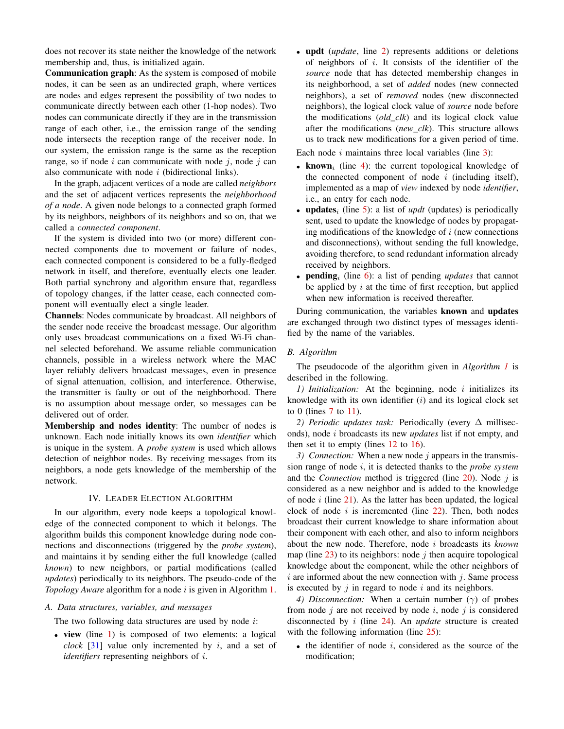does not recover its state neither the knowledge of the network membership and, thus, is initialized again.

**Communication graph**: As the system is composed of mobile nodes, it can be seen as an undirected graph, where vertices are nodes and edges represent the possibility of two nodes to communicate directly between each other (1-hop nodes). Two nodes can communicate directly if they are in the transmission range of each other, i.e., the emission range of the sending node intersects the reception range of the receiver node. In our system, the emission range is the same as the reception range, so if node $i$ can communicate with node $j$, node $j$ can also communicate with node $i$ (bidirectional links).

In the graph, adjacent vertices of a node are called *neighbors* and the set of adjacent vertices represents the *neighborhood of a node*. A given node belongs to a connected graph formed by its neighbors, neighbors of its neighbors and so on, that we called a *connected component*.

If the system is divided into two (or more) different connected components due to movement or failure of nodes, each connected component is considered to be a fully-fledged network in itself, and therefore, eventually elects one leader. Both partial synchrony and algorithm ensure that, regardless of topology changes, if the latter cease, each connected component will eventually elect a single leader.

**Channels**: Nodes communicate by broadcast. All neighbors of the sender node receive the broadcast message. Our algorithm only uses broadcast communications on a fixed Wi-Fi channel selected beforehand. We assume reliable communication channels, possible in a wireless network where the MAC layer reliably delivers broadcast messages, even in presence of signal attenuation, collision, and interference. Otherwise, the transmitter is faulty or out of the neighborhood. There is no assumption about message order, so messages can be delivered out of order.

**Membership and nodes identity**: The number of nodes is unknown. Each node initially knows its own *identifier* which is unique in the system. A *probe system* is used which allows detection of neighbor nodes. By receiving messages from its neighbors, a node gets knowledge of the membership of the network.

## IV. Leader Election Algorithm

In our algorithm, every node keeps a topological knowledge of the connected component to which it belongs. The algorithm builds this component knowledge during node connections and disconnections (triggered by the *probe system*), and maintains it by sending either the full knowledge (called *known*) to new neighbors, or partial modifications (called *updates*) periodically to its neighbors. The pseudo-code of the *Topology Aware* algorithm for a node $i$ is given in Algorithm 1.

### A. Data structures, variables, and messages

The two following data structures are used by node $i$:

- **view** (line 1) is composed of two elements: a logical *clock* [31] value only incremented by $i$, and a set of *identifiers* representing neighbors of $i$.
- **updt** (*update*, line 2) represents additions or deletions of neighbors of $i$. It consists of the identifier of the *source* node that has detected membership changes in its neighborhood, a set of *added* nodes (new connected neighbors), a set of *removed* nodes (new disconnected neighbors), the logical clock value of *source* node before the modifications (*old_clk*) and its logical clock value after the modifications (*new_clk*). This structure allows us to track new modifications for a given period of time.

Each node $i$ maintains three local variables (line 3):

- **known**$_i$ (line 4): the current topological knowledge of the connected component of node $i$ (including itself), implemented as a map of *view* indexed by node *identifier*, i.e., an entry for each node.
- **updates**$_i$ (line 5): a list of *updt* (updates) is periodically sent, used to update the knowledge of nodes by propagating modifications of the knowledge of $i$ (new connections and disconnections), without sending the full knowledge, avoiding therefore, to send redundant information already received by neighbors.
- **pending**$_i$ (line 6): a list of pending *updates* that cannot be applied by $i$ at the time of first reception, but applied when new information is received thereafter.

During communication, the variables **known** and **updates** are exchanged through two distinct types of messages identified by the name of the variables.

### B. Algorithm

The pseudocode of the algorithm given in *Algorithm 1* is described in the following.

*1) Initialization:* At the beginning, node $i$ initializes its knowledge with its own identifier ($i$) and its logical clock set to 0 (lines 7 to 11).

*2) Periodic updates task:* Periodically (every $\Delta$ milliseconds), node $i$ broadcasts its new *updates* list if not empty, and then set it to empty (lines 12 to 16).

*3) Connection:* When a new node $j$ appears in the transmission range of node $i$, it is detected thanks to the *probe system* and the *Connection* method is triggered (line 20). Node $j$ is considered as a new neighbor and is added to the knowledge of node $i$ (line 21). As the latter has been updated, the logical clock of node $i$ is incremented (line 22). Then, both nodes broadcast their current knowledge to share information about their component with each other, and also to inform neighbors about the new node. Therefore, node $i$ broadcasts its *known* map (line 23) to its neighbors: node $j$ then acquire topological knowledge about the component, while the other neighbors of $i$ are informed about the new connection with $j$. Same process is executed by $j$ in regard to node $i$ and its neighbors.

*4) Disconnection:* When a certain number ($\gamma$) of probes from node $j$ are not received by node $i$, node $j$ is considered disconnected by $i$ (line 24). An *update* structure is created with the following information (line 25):

- the identifier of node $i$, considered as the source of the modification;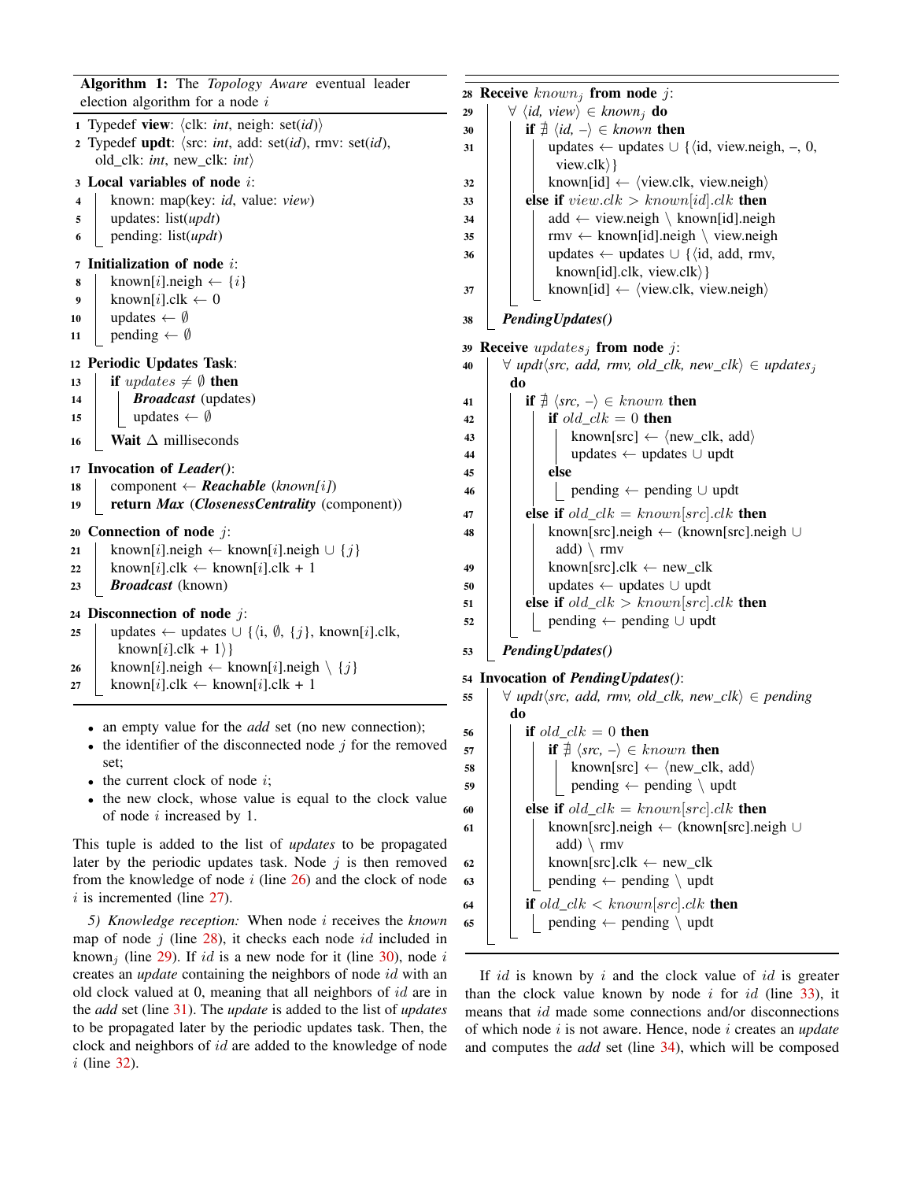**Algorithm 1:** The *Topology Aware* eventual leader election algorithm for a node $i$

```
1  Typedef view: ⟨clk: int, neigh: set(id)⟩
2  Typedef updt: ⟨src: int, add: set(id), rmv: set(id),
     old_clk: int, new_clk: int⟩
3  Local variables of node i:
4      known: map(key: id, value: view)
5      updates: list(updt)
6      pending: list(updt)
7  Initialization of node i:
8      known[i].neigh ← {i}
9      known[i].clk ← 0
10     updates ← ∅
11     pending ← ∅
12 Periodic Updates Task:
13     if updates ≠ ∅ then
14         Broadcast (updates)
15         updates ← ∅
16     Wait Δ milliseconds
17 Invocation of Leader():
18     component ← Reachable (known[i])
19     return Max (ClosenessCentrality (component))
20 Connection of node j:
21     known[i].neigh ← known[i].neigh ∪ {j}
22     known[i].clk ← known[i].clk + 1
23     Broadcast (known)
24 Disconnection of node j:
25     updates ← updates ∪ {⟨i, ∅, {j}, known[i].clk,
         known[i].clk + 1⟩}
26     known[i].neigh ← known[i].neigh \ {j}
27     known[i].clk ← known[i].clk + 1
28 Receive known_j from node j:
29     ∀ ⟨id, view⟩ ∈ known_j do
30         if ∄ ⟨id, –⟩ ∈ known then
31             updates ← updates ∪ {⟨id, view.neigh, –, 0,
                 view.clk⟩}
32             known[id] ← ⟨view.clk, view.neigh⟩
33         else if view.clk > known[id].clk then
34             add ← view.neigh \ known[id].neigh
35             rmv ← known[id].neigh \ view.neigh
36             updates ← updates ∪ {⟨id, add, rmv,
                 known[id].clk, view.clk⟩}
37             known[id] ← ⟨view.clk, view.neigh⟩
38     PendingUpdates()
39 Receive updates_j from node j:
40     ∀ updt⟨src, add, rmv, old_clk, new_clk⟩ ∈ updates_j
       do
41         if ∄ ⟨src, –⟩ ∈ known then
42             if old_clk = 0 then
43                 known[src] ← ⟨new_clk, add⟩
44                 updates ← updates ∪ updt
45             else
46                 pending ← pending ∪ updt
47         else if old_clk = known[src].clk then
48             known[src].neigh ← (known[src].neigh ∪
                 add) \ rmv
49             known[src].clk ← new_clk
50             updates ← updates ∪ updt
51         else if old_clk > known[src].clk then
52             pending ← pending ∪ updt
53     PendingUpdates()
54 Invocation of PendingUpdates():
55     ∀ updt⟨src, add, rmv, old_clk, new_clk⟩ ∈ pending
       do
56         if old_clk = 0 then
57             if ∄ ⟨src, –⟩ ∈ known then
58                 known[src] ← ⟨new_clk, add⟩
59                 pending ← pending \ updt
60         else if old_clk = known[src].clk then
61             known[src].neigh ← (known[src].neigh ∪
                 add) \ rmv
62             known[src].clk ← new_clk
63             pending ← pending \ updt
64         if old_clk < known[src].clk then
65             pending ← pending \ updt
```

- an empty value for the *add* set (no new connection);
- the identifier of the disconnected node $j$ for the removed set;
- the current clock of node $i$;
- the new clock, whose value is equal to the clock value of node $i$ increased by 1.

This tuple is added to the list of *updates* to be propagated later by the periodic updates task. Node $j$ is then removed from the knowledge of node $i$ (line 26) and the clock of node $i$ is incremented (line 27).

*5) Knowledge reception:* When node $i$ receives the *known* map of node $j$ (line 28), it checks each node $id$ included in $\text{known}_j$ (line 29). If $id$ is a new node for it (line 30), node $i$ creates an *update* containing the neighbors of node $id$ with an old clock valued at 0, meaning that all neighbors of $id$ are in the *add* set (line 31). The *update* is added to the list of *updates* to be propagated later by the periodic updates task. Then, the clock and neighbors of $id$ are added to the knowledge of node $i$ (line 32).

If $id$ is known by $i$ and the clock value of $id$ is greater than the clock value known by node $i$ for $id$ (line 33), it means that $id$ made some connections and/or disconnections of which node $i$ is not aware. Hence, node $i$ creates an *update* and computes the *add* set (line 34), which will be composed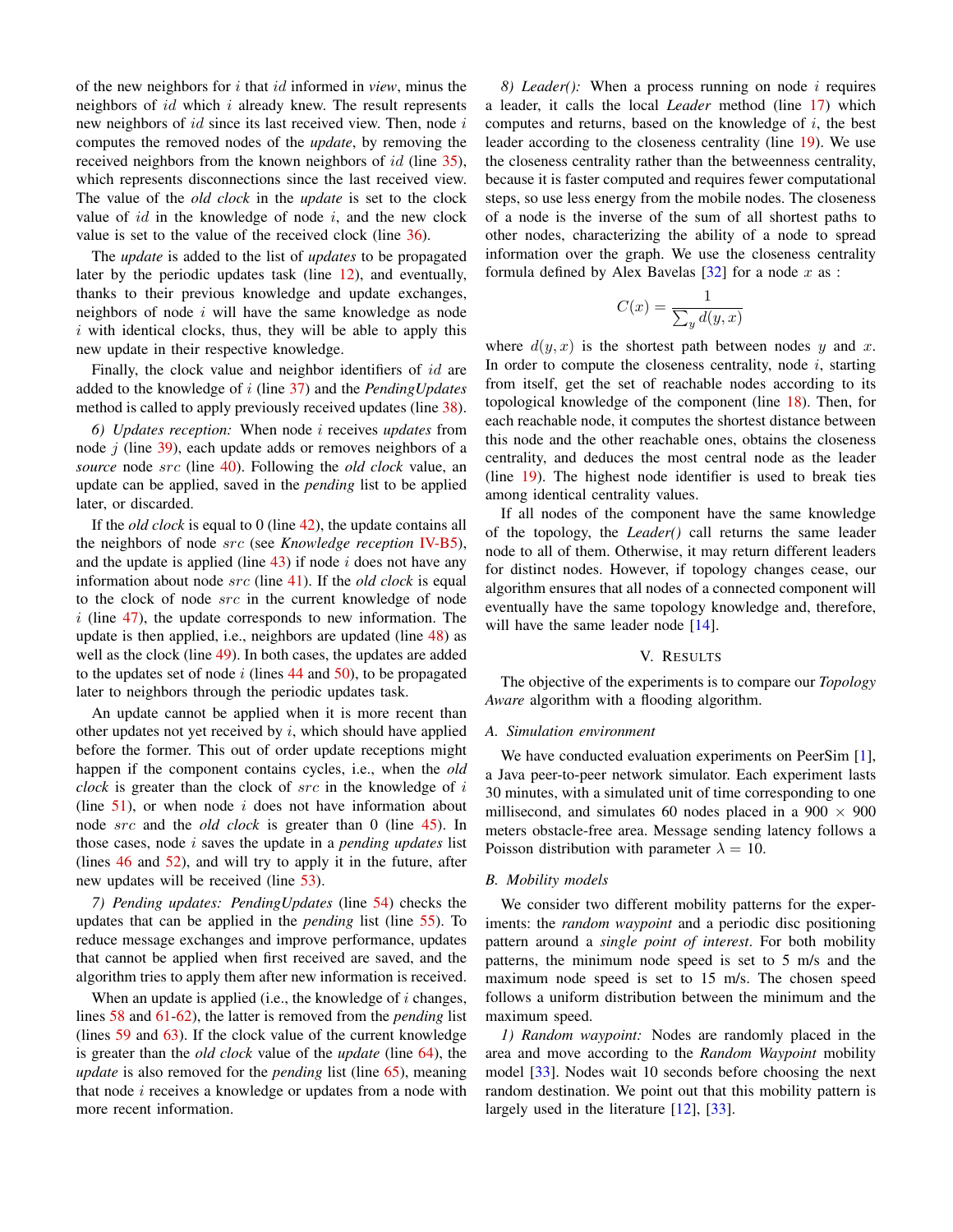of the new neighbors for $i$ that $id$ informed in *view*, minus the neighbors of $id$ which $i$ already knew. The result represents new neighbors of $id$ since its last received view. Then, node $i$ computes the removed nodes of the *update*, by removing the received neighbors from the known neighbors of $id$ (line 35), which represents disconnections since the last received view. The value of the *old clock* in the *update* is set to the clock value of $id$ in the knowledge of node $i$, and the new clock value is set to the value of the received clock (line 36).

The *update* is added to the list of *updates* to be propagated later by the periodic updates task (line 12), and eventually, thanks to their previous knowledge and update exchanges, neighbors of node $i$ will have the same knowledge as node $i$ with identical clocks, thus, they will be able to apply this new update in their respective knowledge.

Finally, the clock value and neighbor identifiers of $id$ are added to the knowledge of $i$ (line 37) and the *PendingUpdates* method is called to apply previously received updates (line 38).

*6) Updates reception:* When node $i$ receives *updates* from node $j$ (line 39), each update adds or removes neighbors of a *source* node $src$ (line 40). Following the *old clock* value, an update can be applied, saved in the *pending* list to be applied later, or discarded.

If the *old clock* is equal to 0 (line 42), the update contains all the neighbors of node $src$ (see *Knowledge reception* IV-B5), and the update is applied (line 43) if node $i$ does not have any information about node $src$ (line 41). If the *old clock* is equal to the clock of node $src$ in the current knowledge of node $i$ (line 47), the update corresponds to new information. The update is then applied, i.e., neighbors are updated (line 48) as well as the clock (line 49). In both cases, the updates are added to the updates set of node $i$ (lines 44 and 50), to be propagated later to neighbors through the periodic updates task.

An update cannot be applied when it is more recent than other updates not yet received by $i$, which should have applied before the former. This out of order update receptions might happen if the component contains cycles, i.e., when the *old clock* is greater than the clock of $src$ in the knowledge of $i$ (line 51), or when node $i$ does not have information about node $src$ and the *old clock* is greater than 0 (line 45). In those cases, node $i$ saves the update in a *pending updates* list (lines 46 and 52), and will try to apply it in the future, after new updates will be received (line 53).

*7) Pending updates: PendingUpdates* (line 54) checks the updates that can be applied in the *pending* list (line 55). To reduce message exchanges and improve performance, updates that cannot be applied when first received are saved, and the algorithm tries to apply them after new information is received.

When an update is applied (i.e., the knowledge of $i$ changes, lines 58 and 61-62), the latter is removed from the *pending* list (lines 59 and 63). If the clock value of the current knowledge is greater than the *old clock* value of the *update* (line 64), the *update* is also removed for the *pending* list (line 65), meaning that node $i$ receives a knowledge or updates from a node with more recent information.

*8) Leader():* When a process running on node $i$ requires a leader, it calls the local *Leader* method (line 17) which computes and returns, based on the knowledge of $i$, the best leader according to the closeness centrality (line 19). We use the closeness centrality rather than the betweenness centrality, because it is faster computed and requires fewer computational steps, so use less energy from the mobile nodes. The closeness of a node is the inverse of the sum of all shortest paths to other nodes, characterizing the ability of a node to spread information over the graph. We use the closeness centrality formula defined by Alex Bavelas [32] for a node $x$ as :

$$C(x) = \frac{1}{\sum_y d(y,x)}$$

where $d(y,x)$ is the shortest path between nodes $y$ and $x$. In order to compute the closeness centrality, node $i$, starting from itself, get the set of reachable nodes according to its topological knowledge of the component (line 18). Then, for each reachable node, it computes the shortest distance between this node and the other reachable ones, obtains the closeness centrality, and deduces the most central node as the leader (line 19). The highest node identifier is used to break ties among identical centrality values.

If all nodes of the component have the same knowledge of the topology, the *Leader()* call returns the same leader node to all of them. Otherwise, it may return different leaders for distinct nodes. However, if topology changes cease, our algorithm ensures that all nodes of a connected component will eventually have the same topology knowledge and, therefore, will have the same leader node [14].

## V. Results

The objective of the experiments is to compare our *Topology Aware* algorithm with a flooding algorithm.

### A. Simulation environment

We have conducted evaluation experiments on PeerSim [1], a Java peer-to-peer network simulator. Each experiment lasts 30 minutes, with a simulated unit of time corresponding to one millisecond, and simulates 60 nodes placed in a 900 × 900 meters obstacle-free area. Message sending latency follows a Poisson distribution with parameter $\lambda = 10$.

### B. Mobility models

We consider two different mobility patterns for the experiments: the *random waypoint* and a periodic disc positioning pattern around a *single point of interest*. For both mobility patterns, the minimum node speed is set to 5 m/s and the maximum node speed is set to 15 m/s. The chosen speed follows a uniform distribution between the minimum and the maximum speed.

*1) Random waypoint:* Nodes are randomly placed in the area and move according to the *Random Waypoint* mobility model [33]. Nodes wait 10 seconds before choosing the next random destination. We point out that this mobility pattern is largely used in the literature [12], [33].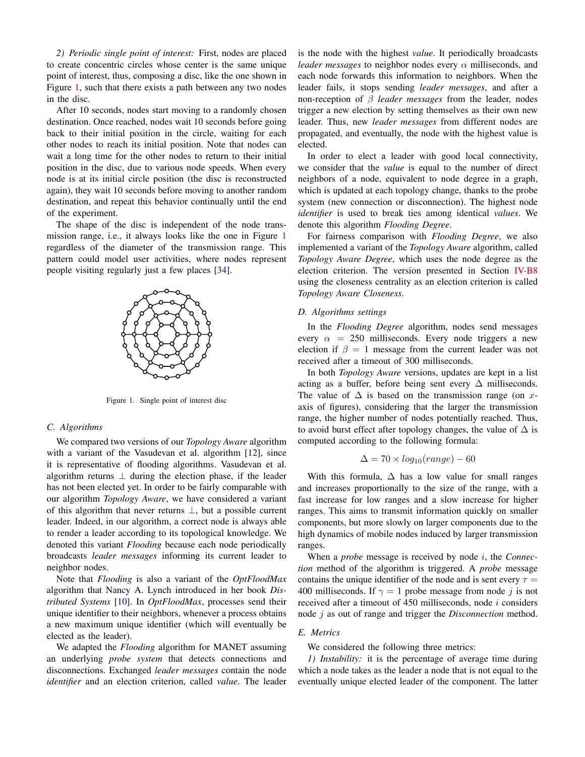*2) Periodic single point of interest:* First, nodes are placed to create concentric circles whose center is the same unique point of interest, thus, composing a disc, like the one shown in Figure 1, such that there exists a path between any two nodes in the disc.

After 10 seconds, nodes start moving to a randomly chosen destination. Once reached, nodes wait 10 seconds before going back to their initial position in the circle, waiting for each other nodes to reach its initial position. Note that nodes can wait a long time for the other nodes to return to their initial position in the disc, due to various node speeds. When every node is at its initial circle position (the disc is reconstructed again), they wait 10 seconds before moving to another random destination, and repeat this behavior continually until the end of the experiment.

The shape of the disc is independent of the node transmission range, i.e., it always looks like the one in Figure 1 regardless of the diameter of the transmission range. This pattern could model user activities, where nodes represent people visiting regularly just a few places [34].

Figure 1. Single point of interest disc

### C. Algorithms

We compared two versions of our *Topology Aware* algorithm with a variant of the Vasudevan et al. algorithm [12], since it is representative of flooding algorithms. Vasudevan et al. algorithm returns $\perp$ during the election phase, if the leader has not been elected yet. In order to be fairly comparable with our algorithm *Topology Aware*, we have considered a variant of this algorithm that never returns $\perp$, but a possible current leader. Indeed, in our algorithm, a correct node is always able to render a leader according to its topological knowledge. We denoted this variant *Flooding* because each node periodically broadcasts *leader messages* informing its current leader to neighbor nodes.

Note that *Flooding* is also a variant of the *OptFloodMax* algorithm that Nancy A. Lynch introduced in her book *Distributed Systems* [10]. In *OptFloodMax*, processes send their unique identifier to their neighbors, whenever a process obtains a new maximum unique identifier (which will eventually be elected as the leader).

We adapted the *Flooding* algorithm for MANET assuming an underlying *probe system* that detects connections and disconnections. Exchanged *leader messages* contain the node *identifier* and an election criterion, called *value*. The leader is the node with the highest *value*. It periodically broadcasts *leader messages* to neighbor nodes every $\alpha$ milliseconds, and each node forwards this information to neighbors. When the leader fails, it stops sending *leader messages*, and after a non-reception of $\beta$ *leader messages* from the leader, nodes trigger a new election by setting themselves as their own new leader. Thus, new *leader messages* from different nodes are propagated, and eventually, the node with the highest value is elected.

In order to elect a leader with good local connectivity, we consider that the *value* is equal to the number of direct neighbors of a node, equivalent to node degree in a graph, which is updated at each topology change, thanks to the probe system (new connection or disconnection). The highest node *identifier* is used to break ties among identical *values*. We denote this algorithm *Flooding Degree*.

For fairness comparison with *Flooding Degree*, we also implemented a variant of the *Topology Aware* algorithm, called *Topology Aware Degree*, which uses the node degree as the election criterion. The version presented in Section IV-B8 using the closeness centrality as an election criterion is called *Topology Aware Closeness*.

### D. Algorithms settings

In the *Flooding Degree* algorithm, nodes send messages every $\alpha = 250$ milliseconds. Every node triggers a new election if $\beta = 1$ message from the current leader was not received after a timeout of 300 milliseconds.

In both *Topology Aware* versions, updates are kept in a list acting as a buffer, before being sent every $\Delta$ milliseconds. The value of $\Delta$ is based on the transmission range (on $x$-axis of figures), considering that the larger the transmission range, the higher number of nodes potentially reached. Thus, to avoid burst effect after topology changes, the value of $\Delta$ is computed according to the following formula:

$$\Delta = 70 \times log_{10}(range) - 60$$

With this formula, $\Delta$ has a low value for small ranges and increases proportionally to the size of the range, with a fast increase for low ranges and a slow increase for higher ranges. This aims to transmit information quickly on smaller components, but more slowly on larger components due to the high dynamics of mobile nodes induced by larger transmission ranges.

When a *probe* message is received by node $i$, the *Connection* method of the algorithm is triggered. A *probe* message contains the unique identifier of the node and is sent every $\tau = 400$ milliseconds. If $\gamma = 1$ probe message from node $j$ is not received after a timeout of 450 milliseconds, node $i$ considers node $j$ as out of range and trigger the *Disconnection* method.

### E. Metrics

We considered the following three metrics:

*1) Instability:* it is the percentage of average time during which a node takes as the leader a node that is not equal to the eventually unique elected leader of the component. The latter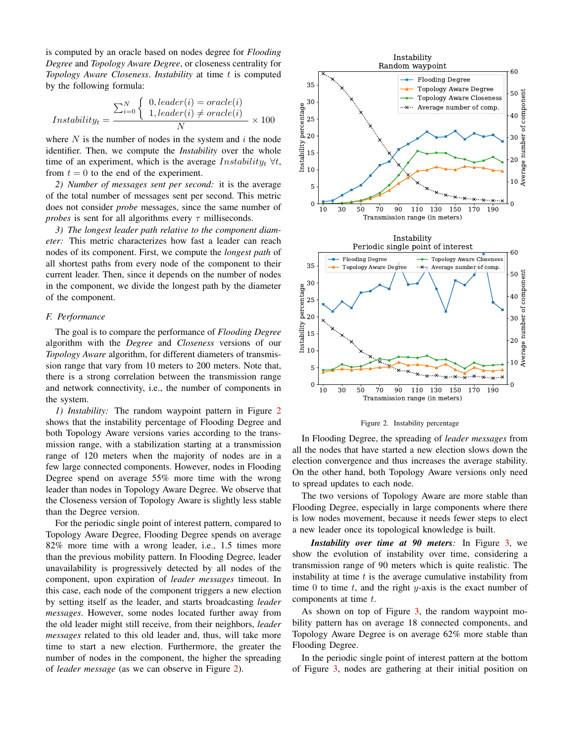is computed by an oracle based on nodes degree for *Flooding Degree* and *Topology Aware Degree*, or closeness centrality for *Topology Aware Closeness*. *Instability* at time $t$ is computed by the following formula:

$$Instability_t = \frac{\sum_{i=0}^{N} \begin{cases} 0, leader(i) = oracle(i) \\ 1, leader(i) \neq oracle(i) \end{cases}}{N} \times 100$$

where $N$ is the number of nodes in the system and $i$ the node identifier. Then, we compute the *Instability* over the whole time of an experiment, which is the average $Instability_t$ $\forall t$, from $t = 0$ to the end of the experiment.

*2) Number of messages sent per second:* it is the average of the total number of messages sent per second. This metric does not consider *probe* messages, since the same number of *probes* is sent for all algorithms every $\tau$ milliseconds.

*3) The longest leader path relative to the component diameter:* This metric characterizes how fast a leader can reach nodes of its component. First, we compute the *longest path* of all shortest paths from every node of the component to their current leader. Then, since it depends on the number of nodes in the component, we divide the longest path by the diameter of the component.

### F. Performance

The goal is to compare the performance of *Flooding Degree* algorithm with the *Degree* and *Closeness* versions of our *Topology Aware* algorithm, for different diameters of transmission range that vary from 10 meters to 200 meters. Note that, there is a strong correlation between the transmission range and network connectivity, i.e., the number of components in the system.

*1) Instability:* The random waypoint pattern in Figure 2 shows that the instability percentage of Flooding Degree and both Topology Aware versions varies according to the transmission range, with a stabilization starting at a transmission range of 120 meters when the majority of nodes are in a few large connected components. However, nodes in Flooding Degree spend on average 55% more time with the wrong leader than nodes in Topology Aware Degree. We observe that the Closeness version of Topology Aware is slightly less stable than the Degree version.

For the periodic single point of interest pattern, compared to Topology Aware Degree, Flooding Degree spends on average 82% more time with a wrong leader, i.e., 1.5 times more than the previous mobility pattern. In Flooding Degree, leader unavailability is progressively detected by all nodes of the component, upon expiration of *leader messages* timeout. In this case, each node of the component triggers a new election by setting itself as the leader, and starts broadcasting *leader messages*. However, some nodes located further away from the old leader might still receive, from their neighbors, *leader messages* related to this old leader and, thus, will take more time to start a new election. Furthermore, the greater the number of nodes in the component, the higher the spreading of *leader message* (as we can observe in Figure 2).

Figure 2. Instability percentage

In Flooding Degree, the spreading of *leader messages* from all the nodes that have started a new election slows down the election convergence and thus increases the average stability. On the other hand, both Topology Aware versions only need to spread updates to each node.

The two versions of Topology Aware are more stable than Flooding Degree, especially in large components where there is low nodes movement, because it needs fewer steps to elect a new leader once its topological knowledge is built.

***Instability over time at 90 meters:*** In Figure 3, we show the evolution of instability over time, considering a transmission range of 90 meters which is quite realistic. The instability at time $t$ is the average cumulative instability from time 0 to time $t$, and the right $y$-axis is the exact number of components at time $t$.

As shown on top of Figure 3, the random waypoint mobility pattern has on average 18 connected components, and Topology Aware Degree is on average 62% more stable than Flooding Degree.

In the periodic single point of interest pattern at the bottom of Figure 3, nodes are gathering at their initial position on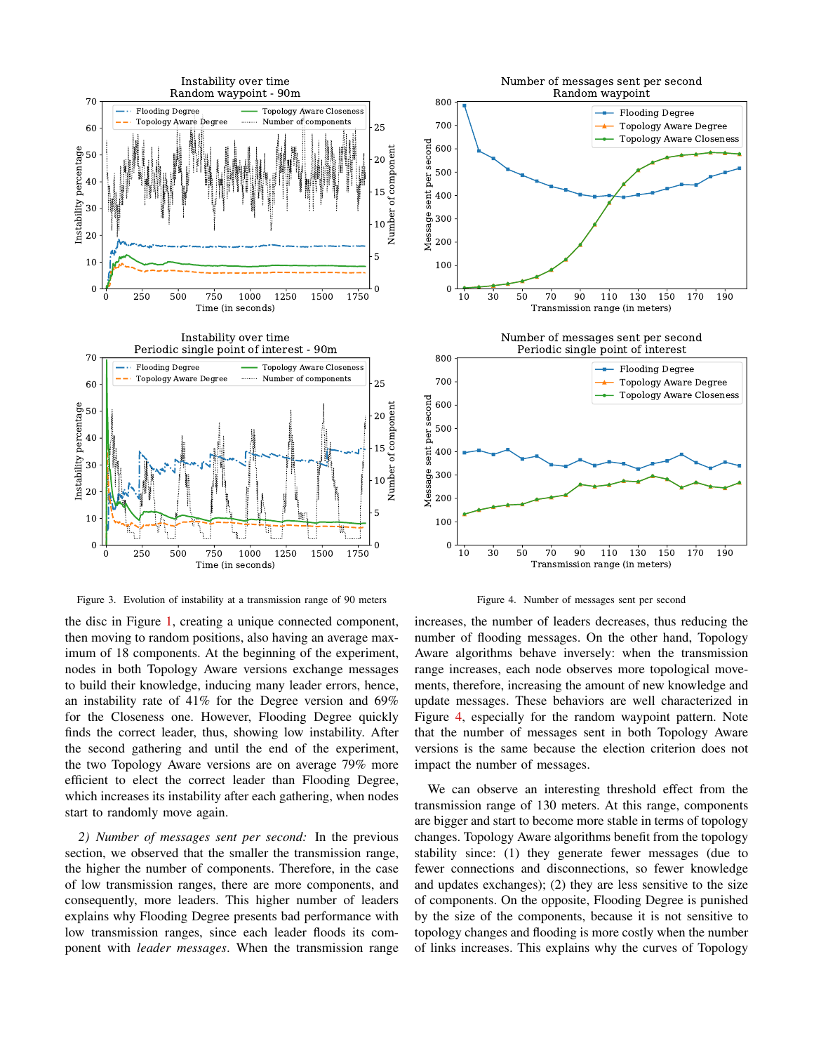Figure 3. Evolution of instability at a transmission range of 90 meters

Figure 4. Number of messages sent per second

the disc in Figure 1, creating a unique connected component, then moving to random positions, also having an average maximum of 18 components. At the beginning of the experiment, nodes in both Topology Aware versions exchange messages to build their knowledge, inducing many leader errors, hence, an instability rate of 41% for the Degree version and 69% for the Closeness one. However, Flooding Degree quickly finds the correct leader, thus, showing low instability. After the second gathering and until the end of the experiment, the two Topology Aware versions are on average 79% more efficient to elect the correct leader than Flooding Degree, which increases its instability after each gathering, when nodes start to randomly move again.

*2) Number of messages sent per second:* In the previous section, we observed that the smaller the transmission range, the higher the number of components. Therefore, in the case of low transmission ranges, there are more components, and consequently, more leaders. This higher number of leaders explains why Flooding Degree presents bad performance with low transmission ranges, since each leader floods its component with *leader messages*. When the transmission range increases, the number of leaders decreases, thus reducing the number of flooding messages. On the other hand, Topology Aware algorithms behave inversely: when the transmission range increases, each node observes more topological movements, therefore, increasing the amount of new knowledge and update messages. These behaviors are well characterized in Figure 4, especially for the random waypoint pattern. Note that the number of messages sent in both Topology Aware versions is the same because the election criterion does not impact the number of messages.

We can observe an interesting threshold effect from the transmission range of 130 meters. At this range, components are bigger and start to become more stable in terms of topology changes. Topology Aware algorithms benefit from the topology stability since: (1) they generate fewer messages (due to fewer connections and disconnections, so fewer knowledge and updates exchanges); (2) they are less sensitive to the size of components. On the opposite, Flooding Degree is punished by the size of the components, because it is not sensitive to topology changes and flooding is more costly when the number of links increases. This explains why the curves of Topology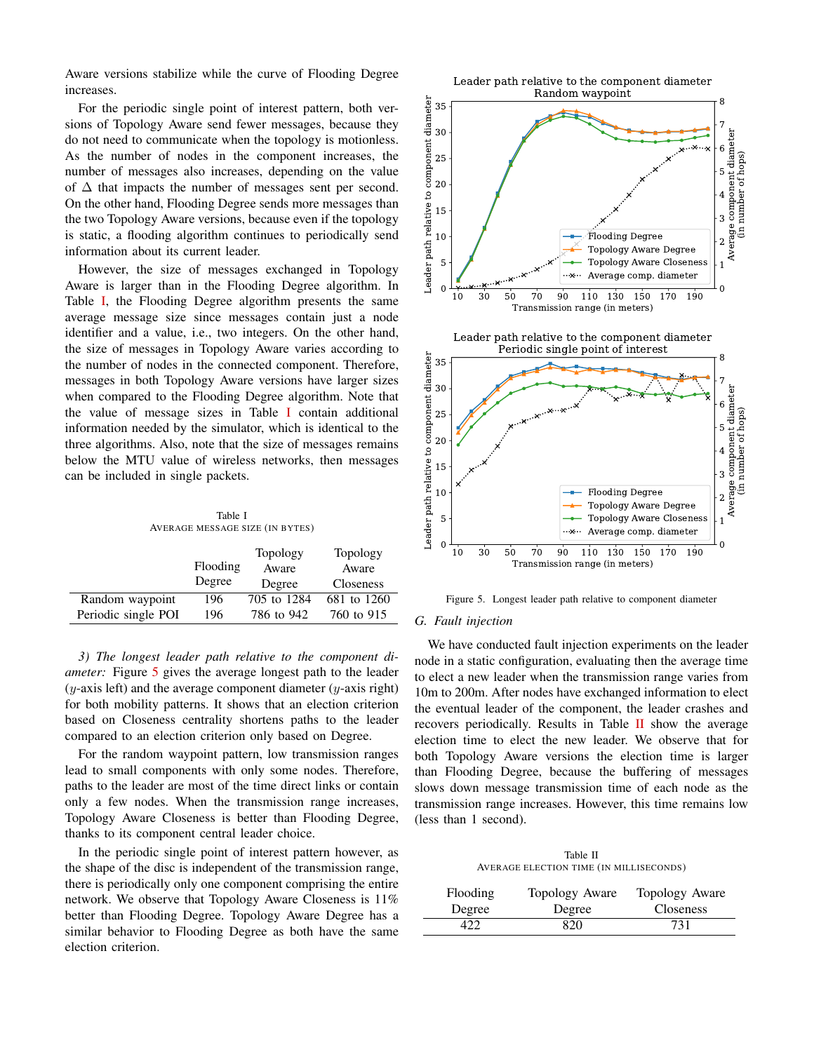Aware versions stabilize while the curve of Flooding Degree increases.

For the periodic single point of interest pattern, both versions of Topology Aware send fewer messages, because they do not need to communicate when the topology is motionless. As the number of nodes in the component increases, the number of messages also increases, depending on the value of $\Delta$ that impacts the number of messages sent per second. On the other hand, Flooding Degree sends more messages than the two Topology Aware versions, because even if the topology is static, a flooding algorithm continues to periodically send information about its current leader.

However, the size of messages exchanged in Topology Aware is larger than in the Flooding Degree algorithm. In Table I, the Flooding Degree algorithm presents the same average message size since messages contain just a node identifier and a value, i.e., two integers. On the other hand, the size of messages in Topology Aware varies according to the number of nodes in the connected component. Therefore, messages in both Topology Aware versions have larger sizes when compared to the Flooding Degree algorithm. Note that the value of message sizes in Table I contain additional information needed by the simulator, which is identical to the three algorithms. Also, note that the size of messages remains below the MTU value of wireless networks, then messages can be included in single packets.

Table I
AVERAGE MESSAGE SIZE (IN BYTES)

| | Flooding Degree | Topology Aware Degree | Topology Aware Closeness |
|---|---|---|---|
| Random waypoint | 196 | 705 to 1284 | 681 to 1260 |
| Periodic single POI | 196 | 786 to 942 | 760 to 915 |

*3) The longest leader path relative to the component diameter:* Figure 5 gives the average longest path to the leader ($y$-axis left) and the average component diameter ($y$-axis right) for both mobility patterns. It shows that an election criterion based on Closeness centrality shortens paths to the leader compared to an election criterion only based on Degree.

For the random waypoint pattern, low transmission ranges lead to small components with only some nodes. Therefore, paths to the leader are most of the time direct links or contain only a few nodes. When the transmission range increases, Topology Aware Closeness is better than Flooding Degree, thanks to its component central leader choice.

In the periodic single point of interest pattern however, as the shape of the disc is independent of the transmission range, there is periodically only one component comprising the entire network. We observe that Topology Aware Closeness is 11% better than Flooding Degree. Topology Aware Degree has a similar behavior to Flooding Degree as both have the same election criterion.

Figure 5. Longest leader path relative to component diameter

### G. Fault injection

We have conducted fault injection experiments on the leader node in a static configuration, evaluating then the average time to elect a new leader when the transmission range varies from 10m to 200m. After nodes have exchanged information to elect the eventual leader of the component, the leader crashes and recovers periodically. Results in Table II show the average election time to elect the new leader. We observe that for both Topology Aware versions the election time is larger than Flooding Degree, because the buffering of messages slows down message transmission time of each node as the transmission range increases. However, this time remains low (less than 1 second).

Table II
AVERAGE ELECTION TIME (IN MILLISECONDS)

| Flooding Degree | Topology Aware Degree | Topology Aware Closeness |
|---|---|---|
| 422 | 820 | 731 |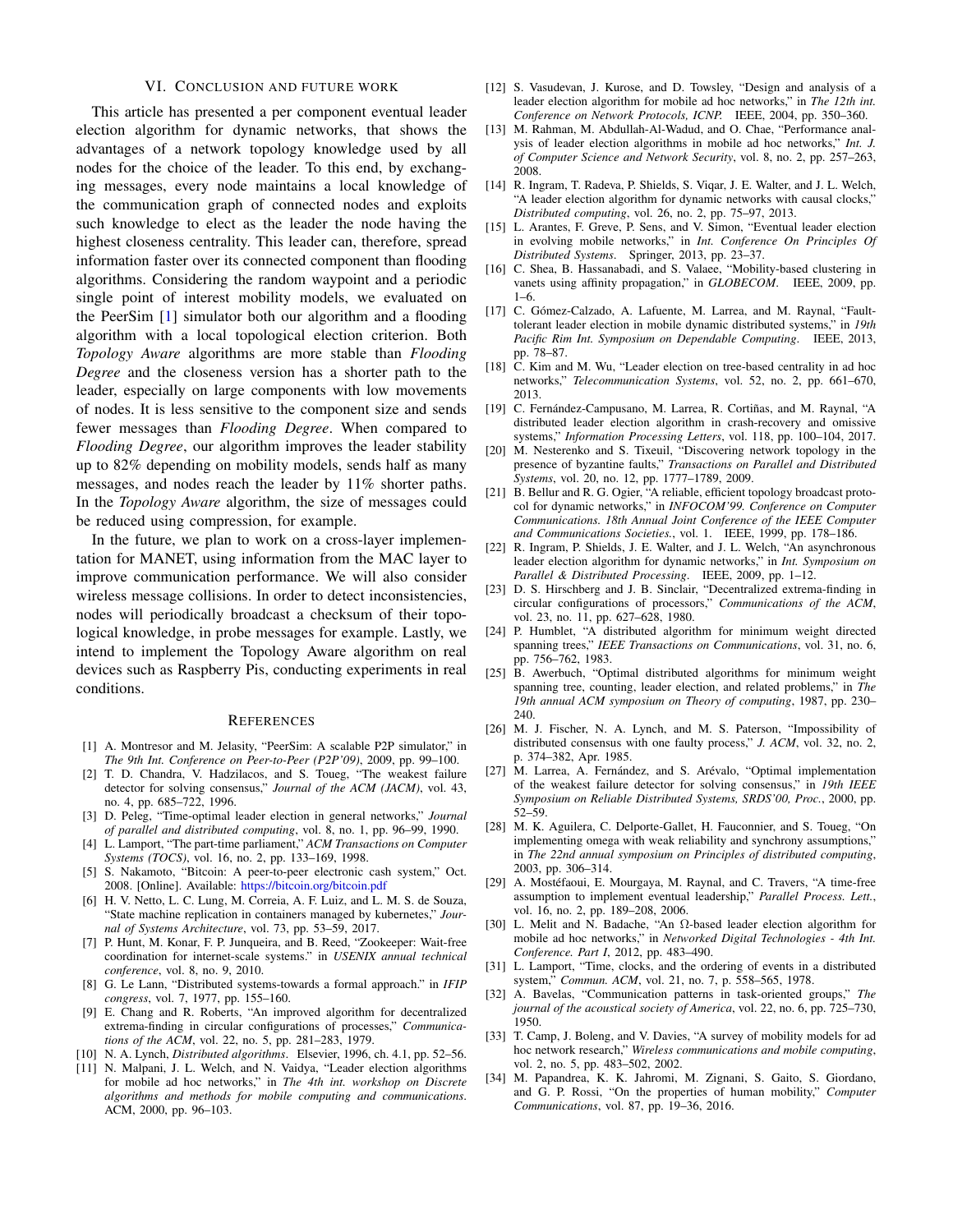## VI. Conclusion and Future Work

This article has presented a per component eventual leader election algorithm for dynamic networks, that shows the advantages of a network topology knowledge used by all nodes for the choice of the leader. To this end, by exchanging messages, every node maintains a local knowledge of the communication graph of connected nodes and exploits such knowledge to elect as the leader the node having the highest closeness centrality. This leader can, therefore, spread information faster over its connected component than flooding algorithms. Considering the random waypoint and a periodic single point of interest mobility models, we evaluated on the PeerSim [1] simulator both our algorithm and a flooding algorithm with a local topological election criterion. Both *Topology Aware* algorithms are more stable than *Flooding Degree* and the closeness version has a shorter path to the leader, especially on large components with low movements of nodes. It is less sensitive to the component size and sends fewer messages than *Flooding Degree*. When compared to *Flooding Degree*, our algorithm improves the leader stability up to 82% depending on mobility models, sends half as many messages, and nodes reach the leader by 11% shorter paths. In the *Topology Aware* algorithm, the size of messages could be reduced using compression, for example.

In the future, we plan to work on a cross-layer implementation for MANET, using information from the MAC layer to improve communication performance. We will also consider wireless message collisions. In order to detect inconsistencies, nodes will periodically broadcast a checksum of their topological knowledge, in probe messages for example. Lastly, we intend to implement the Topology Aware algorithm on real devices such as Raspberry Pis, conducting experiments in real conditions.

## References

[1] A. Montresor and M. Jelasity, "PeerSim: A scalable P2P simulator," in *The 9th Int. Conference on Peer-to-Peer (P2P'09)*, 2009, pp. 99–100.

[2] T. D. Chandra, V. Hadzilacos, and S. Toueg, "The weakest failure detector for solving consensus," *Journal of the ACM (JACM)*, vol. 43, no. 4, pp. 685–722, 1996.

[3] D. Peleg, "Time-optimal leader election in general networks," *Journal of parallel and distributed computing*, vol. 8, no. 1, pp. 96–99, 1990.

[4] L. Lamport, "The part-time parliament," *ACM Transactions on Computer Systems (TOCS)*, vol. 16, no. 2, pp. 133–169, 1998.

[5] S. Nakamoto, "Bitcoin: A peer-to-peer electronic cash system," Oct. 2008. [Online]. Available: https://bitcoin.org/bitcoin.pdf

[6] H. V. Netto, L. C. Lung, M. Correia, A. F. Luiz, and L. M. S. de Souza, "State machine replication in containers managed by kubernetes," *Journal of Systems Architecture*, vol. 73, pp. 53–59, 2017.

[7] P. Hunt, M. Konar, F. P. Junqueira, and B. Reed, "Zookeeper: Wait-free coordination for internet-scale systems." in *USENIX annual technical conference*, vol. 8, no. 9, 2010.

[8] G. Le Lann, "Distributed systems-towards a formal approach." in *IFIP congress*, vol. 7, 1977, pp. 155–160.

[9] E. Chang and R. Roberts, "An improved algorithm for decentralized extrema-finding in circular configurations of processes," *Communications of the ACM*, vol. 22, no. 5, pp. 281–283, 1979.

[10] N. A. Lynch, *Distributed algorithms*. Elsevier, 1996, ch. 4.1, pp. 52–56.

[11] N. Malpani, J. L. Welch, and N. Vaidya, "Leader election algorithms for mobile ad hoc networks," in *The 4th int. workshop on Discrete algorithms and methods for mobile computing and communications*. ACM, 2000, pp. 96–103.

[12] S. Vasudevan, J. Kurose, and D. Towsley, "Design and analysis of a leader election algorithm for mobile ad hoc networks," in *The 12th int. Conference on Network Protocols, ICNP*. IEEE, 2004, pp. 350–360.

[13] M. Rahman, M. Abdullah-Al-Wadud, and O. Chae, "Performance analysis of leader election algorithms in mobile ad hoc networks," *Int. J. of Computer Science and Network Security*, vol. 8, no. 2, pp. 257–263, 2008.

[14] R. Ingram, T. Radeva, P. Shields, S. Viqar, J. E. Walter, and J. L. Welch, "A leader election algorithm for dynamic networks with causal clocks," *Distributed computing*, vol. 26, no. 2, pp. 75–97, 2013.

[15] L. Arantes, F. Greve, P. Sens, and V. Simon, "Eventual leader election in evolving mobile networks," in *Int. Conference On Principles Of Distributed Systems*. Springer, 2013, pp. 23–37.

[16] C. Shea, B. Hassanabadi, and S. Valaee, "Mobility-based clustering in vanets using affinity propagation," in *GLOBECOM*. IEEE, 2009, pp. 1–6.

[17] C. Gómez-Calzado, A. Lafuente, M. Larrea, and M. Raynal, "Fault-tolerant leader election in mobile dynamic distributed systems," in *19th Pacific Rim Int. Symposium on Dependable Computing*. IEEE, 2013, pp. 78–87.

[18] C. Kim and M. Wu, "Leader election on tree-based centrality in ad hoc networks," *Telecommunication Systems*, vol. 52, no. 2, pp. 661–670, 2013.

[19] C. Fernández-Campusano, M. Larrea, R. Cortiñas, and M. Raynal, "A distributed leader election algorithm in crash-recovery and omissive systems," *Information Processing Letters*, vol. 118, pp. 100–104, 2017.

[20] M. Nesterenko and S. Tixeuil, "Discovering network topology in the presence of byzantine faults," *Transactions on Parallel and Distributed Systems*, vol. 20, no. 12, pp. 1777–1789, 2009.

[21] B. Bellur and R. G. Ogier, "A reliable, efficient topology broadcast protocol for dynamic networks," in *INFOCOM'99. Conference on Computer Communications. 18th Annual Joint Conference of the IEEE Computer and Communications Societies.*, vol. 1. IEEE, 1999, pp. 178–186.

[22] R. Ingram, P. Shields, J. E. Walter, and J. L. Welch, "An asynchronous leader election algorithm for dynamic networks," in *Int. Symposium on Parallel & Distributed Processing*. IEEE, 2009, pp. 1–12.

[23] D. S. Hirschberg and J. B. Sinclair, "Decentralized extrema-finding in circular configurations of processors," *Communications of the ACM*, vol. 23, no. 11, pp. 627–628, 1980.

[24] P. Humblet, "A distributed algorithm for minimum weight directed spanning trees," *IEEE Transactions on Communications*, vol. 31, no. 6, pp. 756–762, 1983.

[25] B. Awerbuch, "Optimal distributed algorithms for minimum weight spanning tree, counting, leader election, and related problems," in *The 19th annual ACM symposium on Theory of computing*, 1987, pp. 230–240.

[26] M. J. Fischer, N. A. Lynch, and M. S. Paterson, "Impossibility of distributed consensus with one faulty process," *J. ACM*, vol. 32, no. 2, p. 374–382, Apr. 1985.

[27] M. Larrea, A. Fernández, and S. Arévalo, "Optimal implementation of the weakest failure detector for solving consensus," in *19th IEEE Symposium on Reliable Distributed Systems, SRDS'00, Proc.*, 2000, pp. 52–59.

[28] M. K. Aguilera, C. Delporte-Gallet, H. Fauconnier, and S. Toueg, "On implementing omega with weak reliability and synchrony assumptions," in *The 22nd annual symposium on Principles of distributed computing*, 2003, pp. 306–314.

[29] A. Mostéfaoui, E. Mourgaya, M. Raynal, and C. Travers, "A time-free assumption to implement eventual leadership," *Parallel Process. Lett.*, vol. 16, no. 2, pp. 189–208, 2006.

[30] L. Melit and N. Badache, "An Ω-based leader election algorithm for mobile ad hoc networks," in *Networked Digital Technologies - 4th Int. Conference. Part I*, 2012, pp. 483–490.

[31] L. Lamport, "Time, clocks, and the ordering of events in a distributed system," *Commun. ACM*, vol. 21, no. 7, p. 558–565, 1978.

[32] A. Bavelas, "Communication patterns in task-oriented groups," *The journal of the acoustical society of America*, vol. 22, no. 6, pp. 725–730, 1950.

[33] T. Camp, J. Boleng, and V. Davies, "A survey of mobility models for ad hoc network research," *Wireless communications and mobile computing*, vol. 2, no. 5, pp. 483–502, 2002.

[34] M. Papandrea, K. K. Jahromi, M. Zignani, S. Gaito, S. Giordano, and G. P. Rossi, "On the properties of human mobility," *Computer Communications*, vol. 87, pp. 19–36, 2016.